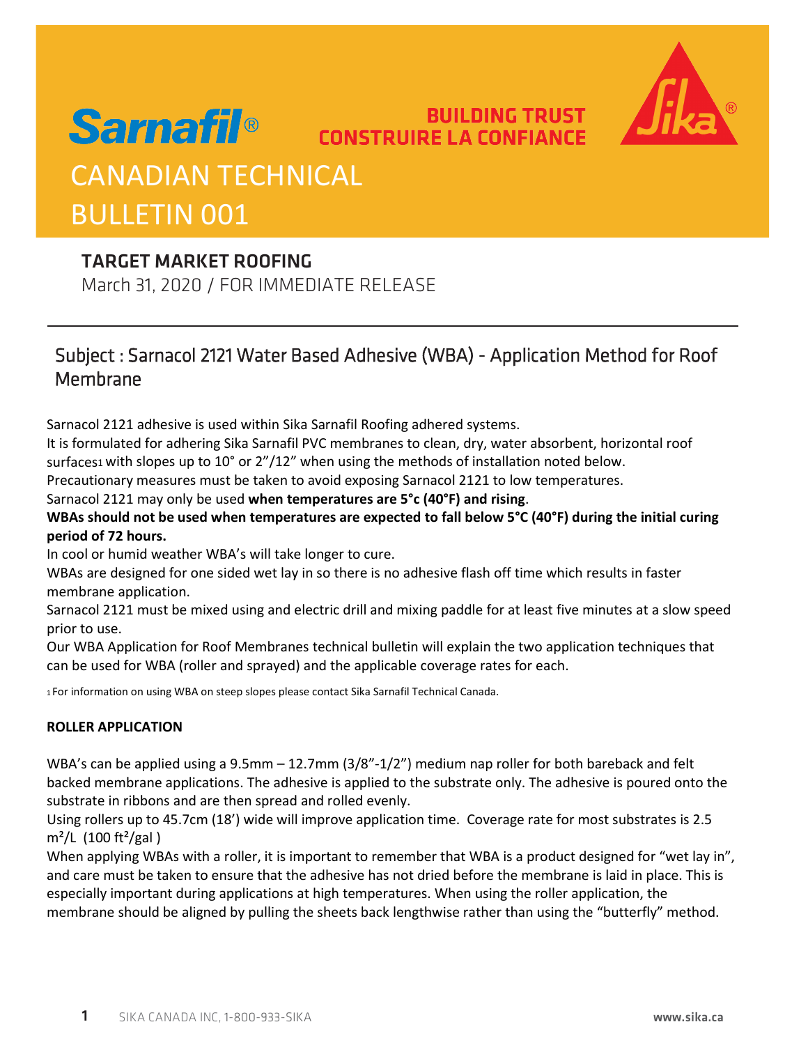Sarnafil®

BUILDING TRUST
CONSTRUIRE LA CONFIANCE

# CANADIAN TECHNICAL BULLETIN 001

## TARGET MARKET ROOFING

March 31, 2020 / FOR IMMEDIATE RELEASE

---

## Subject : Sarnacol 2121 Water Based Adhesive (WBA) - Application Method for Roof Membrane

Sarnacol 2121 adhesive is used within Sika Sarnafil Roofing adhered systems.

It is formulated for adhering Sika Sarnafil PVC membranes to clean, dry, water absorbent, horizontal roof surfaces[1] with slopes up to 10° or 2"/12" when using the methods of installation noted below.

Precautionary measures must be taken to avoid exposing Sarnacol 2121 to low temperatures.

Sarnacol 2121 may only be used **when temperatures are 5°c (40°F) and rising**.

**WBAs should not be used when temperatures are expected to fall below 5°C (40°F) during the initial curing period of 72 hours.**

In cool or humid weather WBA's will take longer to cure.

WBAs are designed for one sided wet lay in so there is no adhesive flash off time which results in faster membrane application.

Sarnacol 2121 must be mixed using and electric drill and mixing paddle for at least five minutes at a slow speed prior to use.

Our WBA Application for Roof Membranes technical bulletin will explain the two application techniques that can be used for WBA (roller and sprayed) and the applicable coverage rates for each.

[1] For information on using WBA on steep slopes please contact Sika Sarnafil Technical Canada.

### ROLLER APPLICATION

WBA's can be applied using a 9.5mm – 12.7mm (3/8"-1/2") medium nap roller for both bareback and felt backed membrane applications. The adhesive is applied to the substrate only. The adhesive is poured onto the substrate in ribbons and are then spread and rolled evenly.

Using rollers up to 45.7cm (18') wide will improve application time. Coverage rate for most substrates is 2.5 $m^2/L$ (100 $ft^2/gal$ )

When applying WBAs with a roller, it is important to remember that WBA is a product designed for "wet lay in", and care must be taken to ensure that the adhesive has not dried before the membrane is laid in place. This is especially important during applications at high temperatures. When using the roller application, the membrane should be aligned by pulling the sheets back lengthwise rather than using the "butterfly" method.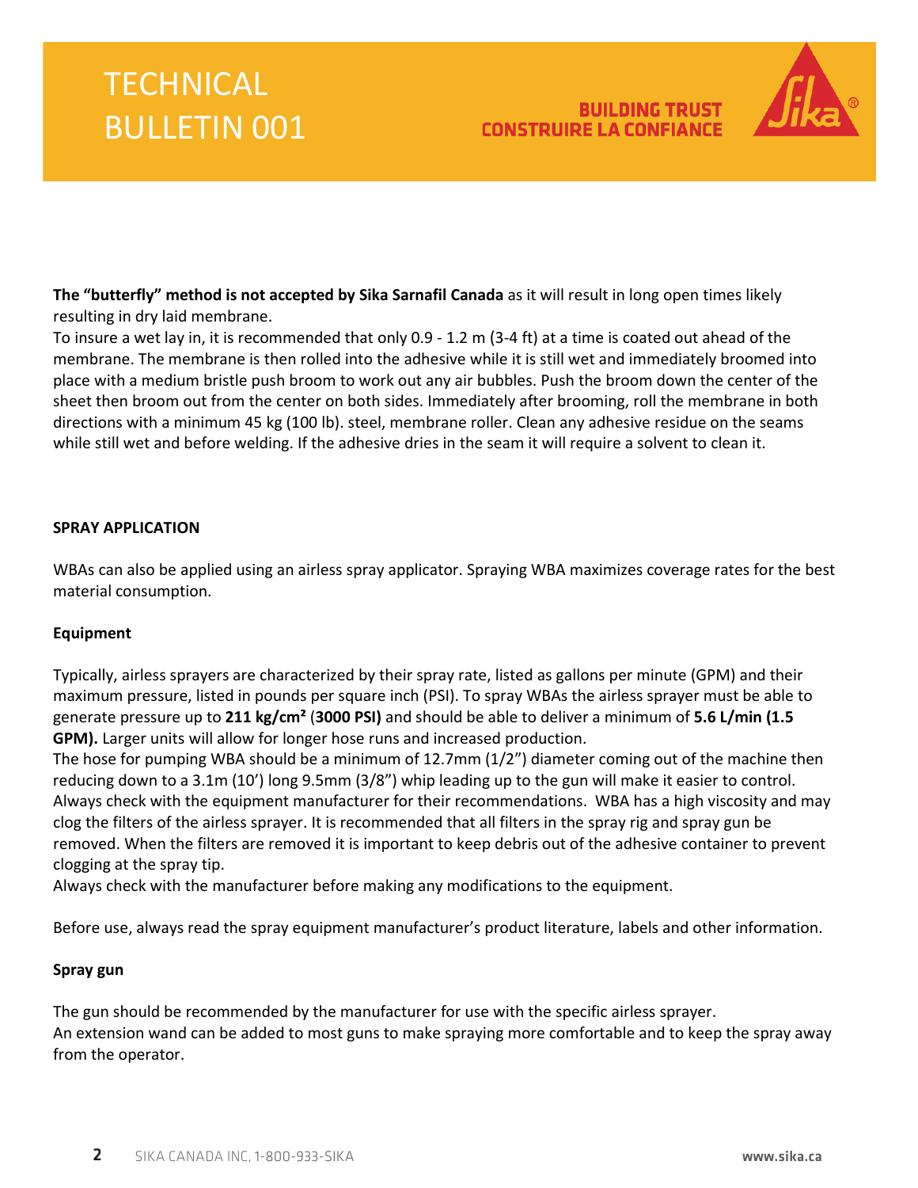**The "butterfly" method is not accepted by Sika Sarnafil Canada** as it will result in long open times likely resulting in dry laid membrane.
To insure a wet lay in, it is recommended that only 0.9 - 1.2 m (3-4 ft) at a time is coated out ahead of the membrane. The membrane is then rolled into the adhesive while it is still wet and immediately broomed into place with a medium bristle push broom to work out any air bubbles. Push the broom down the center of the sheet then broom out from the center on both sides. Immediately after brooming, roll the membrane in both directions with a minimum 45 kg (100 lb). steel, membrane roller. Clean any adhesive residue on the seams while still wet and before welding. If the adhesive dries in the seam it will require a solvent to clean it.

**SPRAY APPLICATION**

WBAs can also be applied using an airless spray applicator. Spraying WBA maximizes coverage rates for the best material consumption.

**Equipment**

Typically, airless sprayers are characterized by their spray rate, listed as gallons per minute (GPM) and their maximum pressure, listed in pounds per square inch (PSI). To spray WBAs the airless sprayer must be able to generate pressure up to **211 kg/cm²** (**3000 PSI)** and should be able to deliver a minimum of **5.6 L/min (1.5 GPM).** Larger units will allow for longer hose runs and increased production.
The hose for pumping WBA should be a minimum of 12.7mm (1/2") diameter coming out of the machine then reducing down to a 3.1m (10') long 9.5mm (3/8") whip leading up to the gun will make it easier to control. Always check with the equipment manufacturer for their recommendations. WBA has a high viscosity and may clog the filters of the airless sprayer. It is recommended that all filters in the spray rig and spray gun be removed. When the filters are removed it is important to keep debris out of the adhesive container to prevent clogging at the spray tip.
Always check with the manufacturer before making any modifications to the equipment.

Before use, always read the spray equipment manufacturer's product literature, labels and other information.

**Spray gun**

The gun should be recommended by the manufacturer for use with the specific airless sprayer.
An extension wand can be added to most guns to make spraying more comfortable and to keep the spray away from the operator.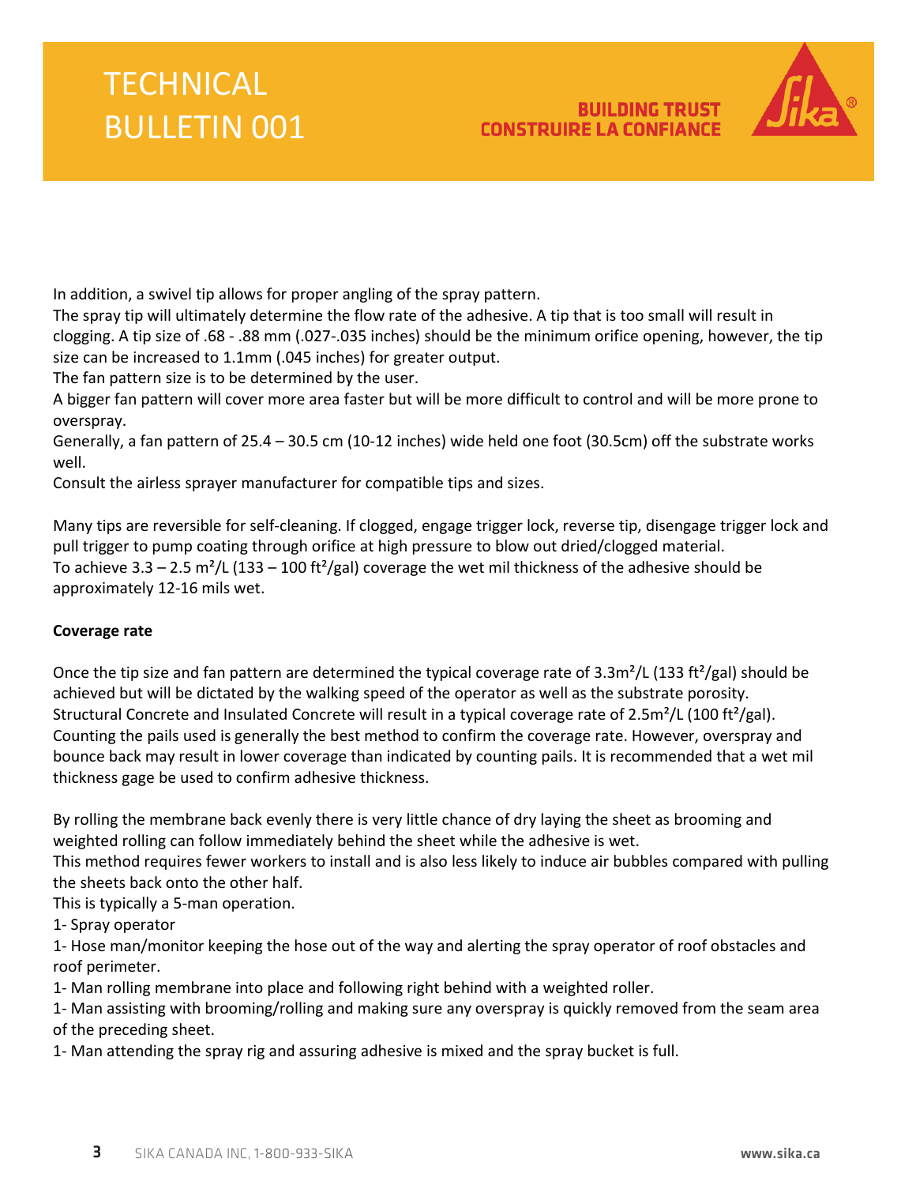In addition, a swivel tip allows for proper angling of the spray pattern.
The spray tip will ultimately determine the flow rate of the adhesive. A tip that is too small will result in clogging. A tip size of .68 - .88 mm (.027-.035 inches) should be the minimum orifice opening, however, the tip size can be increased to 1.1mm (.045 inches) for greater output.
The fan pattern size is to be determined by the user.
A bigger fan pattern will cover more area faster but will be more difficult to control and will be more prone to overspray.
Generally, a fan pattern of 25.4 – 30.5 cm (10-12 inches) wide held one foot (30.5cm) off the substrate works well.
Consult the airless sprayer manufacturer for compatible tips and sizes.

Many tips are reversible for self-cleaning. If clogged, engage trigger lock, reverse tip, disengage trigger lock and pull trigger to pump coating through orifice at high pressure to blow out dried/clogged material.
To achieve 3.3 – 2.5 m²/L (133 – 100 ft²/gal) coverage the wet mil thickness of the adhesive should be approximately 12-16 mils wet.

**Coverage rate**

Once the tip size and fan pattern are determined the typical coverage rate of 3.3m²/L (133 ft²/gal) should be achieved but will be dictated by the walking speed of the operator as well as the substrate porosity. Structural Concrete and Insulated Concrete will result in a typical coverage rate of 2.5m²/L (100 ft²/gal). Counting the pails used is generally the best method to confirm the coverage rate. However, overspray and bounce back may result in lower coverage than indicated by counting pails. It is recommended that a wet mil thickness gage be used to confirm adhesive thickness.

By rolling the membrane back evenly there is very little chance of dry laying the sheet as brooming and weighted rolling can follow immediately behind the sheet while the adhesive is wet.
This method requires fewer workers to install and is also less likely to induce air bubbles compared with pulling the sheets back onto the other half.
This is typically a 5-man operation.

1- Spray operator

1- Hose man/monitor keeping the hose out of the way and alerting the spray operator of roof obstacles and roof perimeter.

1- Man rolling membrane into place and following right behind with a weighted roller.

1- Man assisting with brooming/rolling and making sure any overspray is quickly removed from the seam area of the preceding sheet.

1- Man attending the spray rig and assuring adhesive is mixed and the spray bucket is full.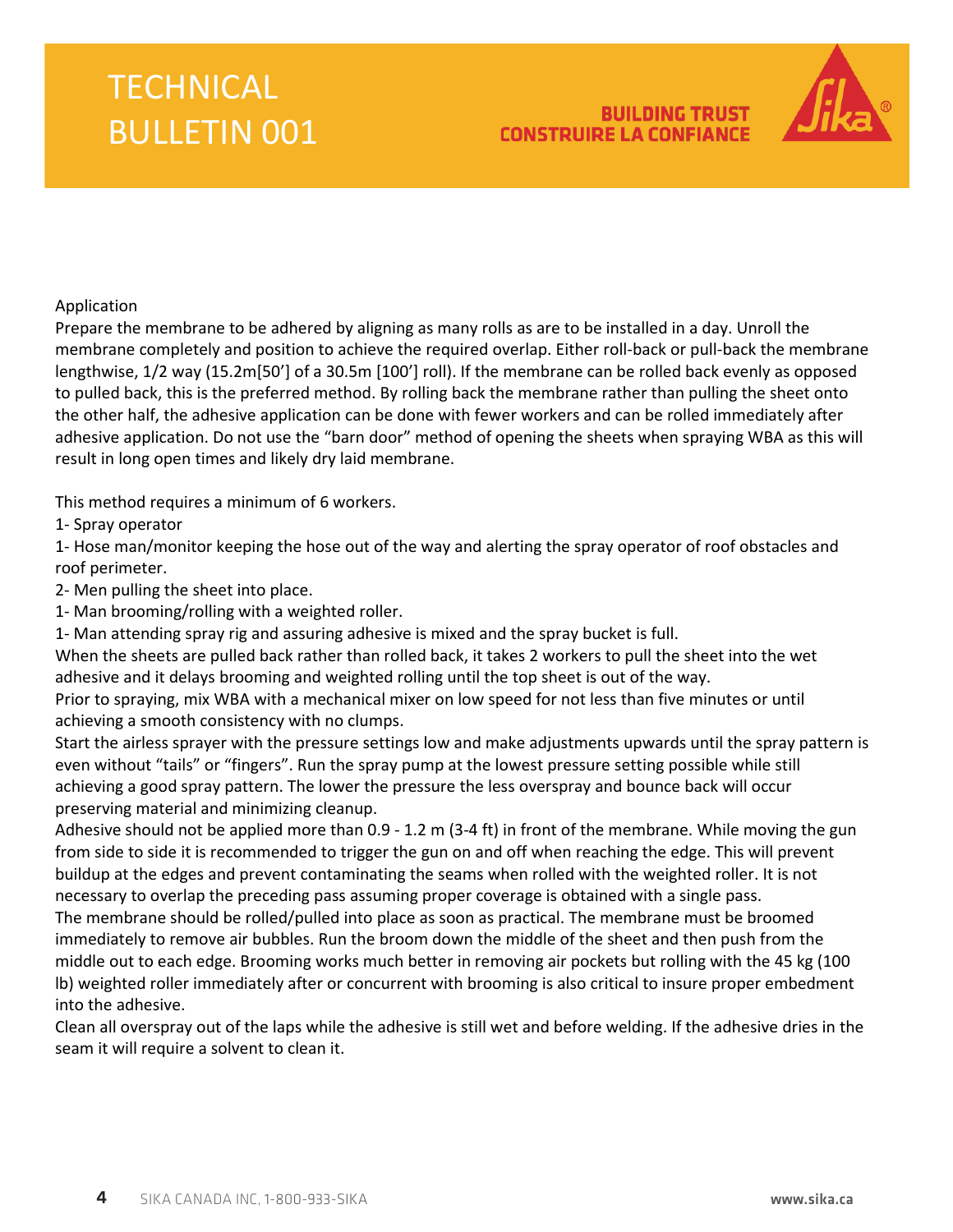Application

Prepare the membrane to be adhered by aligning as many rolls as are to be installed in a day. Unroll the membrane completely and position to achieve the required overlap. Either roll-back or pull-back the membrane lengthwise, 1/2 way (15.2m[50'] of a 30.5m [100'] roll). If the membrane can be rolled back evenly as opposed to pulled back, this is the preferred method. By rolling back the membrane rather than pulling the sheet onto the other half, the adhesive application can be done with fewer workers and can be rolled immediately after adhesive application. Do not use the "barn door" method of opening the sheets when spraying WBA as this will result in long open times and likely dry laid membrane.

This method requires a minimum of 6 workers.

1- Spray operator

1- Hose man/monitor keeping the hose out of the way and alerting the spray operator of roof obstacles and roof perimeter.

2- Men pulling the sheet into place.

1- Man brooming/rolling with a weighted roller.

1- Man attending spray rig and assuring adhesive is mixed and the spray bucket is full.

When the sheets are pulled back rather than rolled back, it takes 2 workers to pull the sheet into the wet adhesive and it delays brooming and weighted rolling until the top sheet is out of the way.

Prior to spraying, mix WBA with a mechanical mixer on low speed for not less than five minutes or until achieving a smooth consistency with no clumps.

Start the airless sprayer with the pressure settings low and make adjustments upwards until the spray pattern is even without "tails" or "fingers". Run the spray pump at the lowest pressure setting possible while still achieving a good spray pattern. The lower the pressure the less overspray and bounce back will occur preserving material and minimizing cleanup.

Adhesive should not be applied more than 0.9 - 1.2 m (3-4 ft) in front of the membrane. While moving the gun from side to side it is recommended to trigger the gun on and off when reaching the edge. This will prevent buildup at the edges and prevent contaminating the seams when rolled with the weighted roller. It is not necessary to overlap the preceding pass assuming proper coverage is obtained with a single pass.

The membrane should be rolled/pulled into place as soon as practical. The membrane must be broomed immediately to remove air bubbles. Run the broom down the middle of the sheet and then push from the middle out to each edge. Brooming works much better in removing air pockets but rolling with the 45 kg (100 lb) weighted roller immediately after or concurrent with brooming is also critical to insure proper embedment into the adhesive.

Clean all overspray out of the laps while the adhesive is still wet and before welding. If the adhesive dries in the seam it will require a solvent to clean it.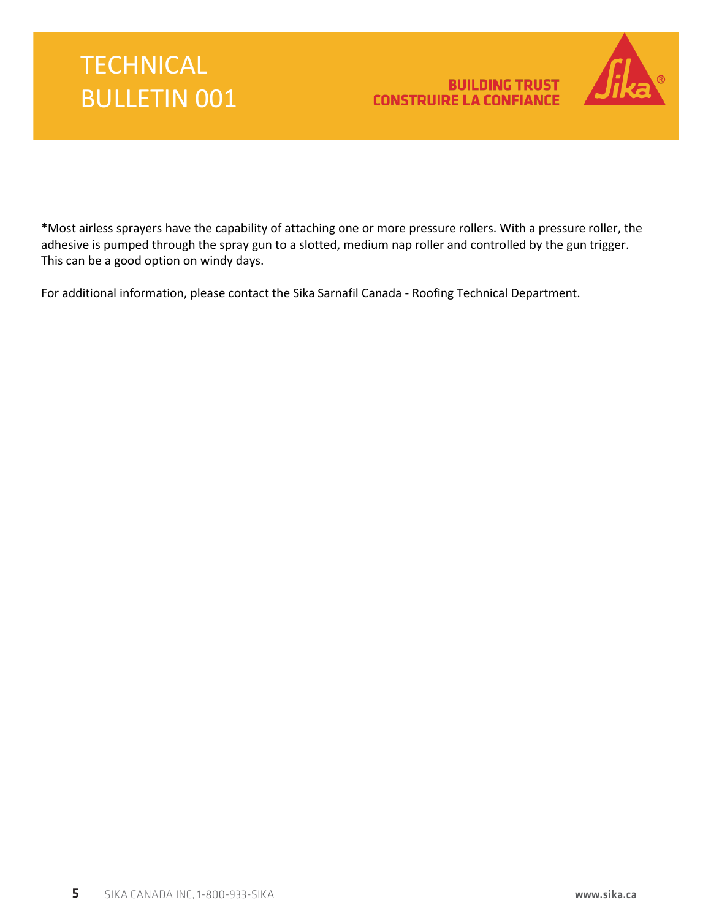*Most airless sprayers have the capability of attaching one or more pressure rollers. With a pressure roller, the adhesive is pumped through the spray gun to a slotted, medium nap roller and controlled by the gun trigger. This can be a good option on windy days.

For additional information, please contact the Sika Sarnafil Canada - Roofing Technical Department.